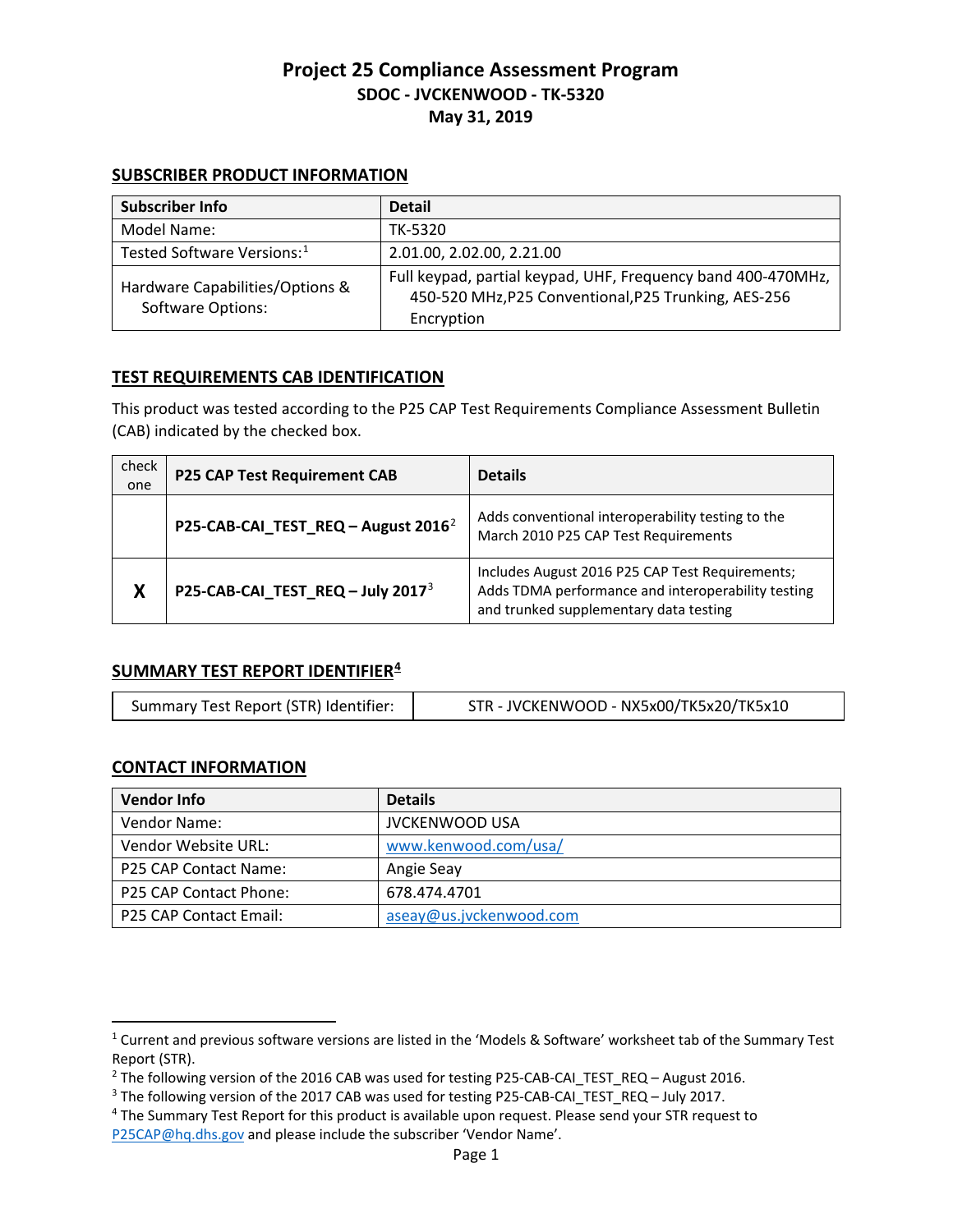# Project 25 Compliance Assessment Program

## SDOC - JVCKENWOOD - TK-5320

## May 31, 2019

### SUBSCRIBER PRODUCT INFORMATION

| Subscriber Info | Detail |
| --- | --- |
| Model Name: | TK-5320 |
| Tested Software Versions:[1] | 2.01.00, 2.02.00, 2.21.00 |
| Hardware Capabilities/Options & Software Options: | Full keypad, partial keypad, UHF, Frequency band 400-470MHz, 450-520 MHz,P25 Conventional,P25 Trunking, AES-256 Encryption |

### TEST REQUIREMENTS CAB IDENTIFICATION

This product was tested according to the P25 CAP Test Requirements Compliance Assessment Bulletin (CAB) indicated by the checked box.

| check one | P25 CAP Test Requirement CAB | Details |
| --- | --- | --- |
| | **P25-CAB-CAI_TEST_REQ – August 2016**[2] | Adds conventional interoperability testing to the March 2010 P25 CAP Test Requirements |
| **X** | **P25-CAB-CAI_TEST_REQ – July 2017**[3] | Includes August 2016 P25 CAP Test Requirements; Adds TDMA performance and interoperability testing and trunked supplementary data testing |

### SUMMARY TEST REPORT IDENTIFIER[4]

| Summary Test Report (STR) Identifier: | STR - JVCKENWOOD - NX5x00/TK5x20/TK5x10 |
| --- | --- |

### CONTACT INFORMATION

| Vendor Info | Details |
| --- | --- |
| Vendor Name: | JVCKENWOOD USA |
| Vendor Website URL: | www.kenwood.com/usa/ |
| P25 CAP Contact Name: | Angie Seay |
| P25 CAP Contact Phone: | 678.474.4701 |
| P25 CAP Contact Email: | aseay@us.jvckenwood.com |

---

[1] Current and previous software versions are listed in the 'Models & Software' worksheet tab of the Summary Test Report (STR).

[2] The following version of the 2016 CAB was used for testing P25-CAB-CAI_TEST_REQ – August 2016.

[3] The following version of the 2017 CAB was used for testing P25-CAB-CAI_TEST_REQ – July 2017.

[4] The Summary Test Report for this product is available upon request. Please send your STR request to P25CAP@hq.dhs.gov and please include the subscriber 'Vendor Name'.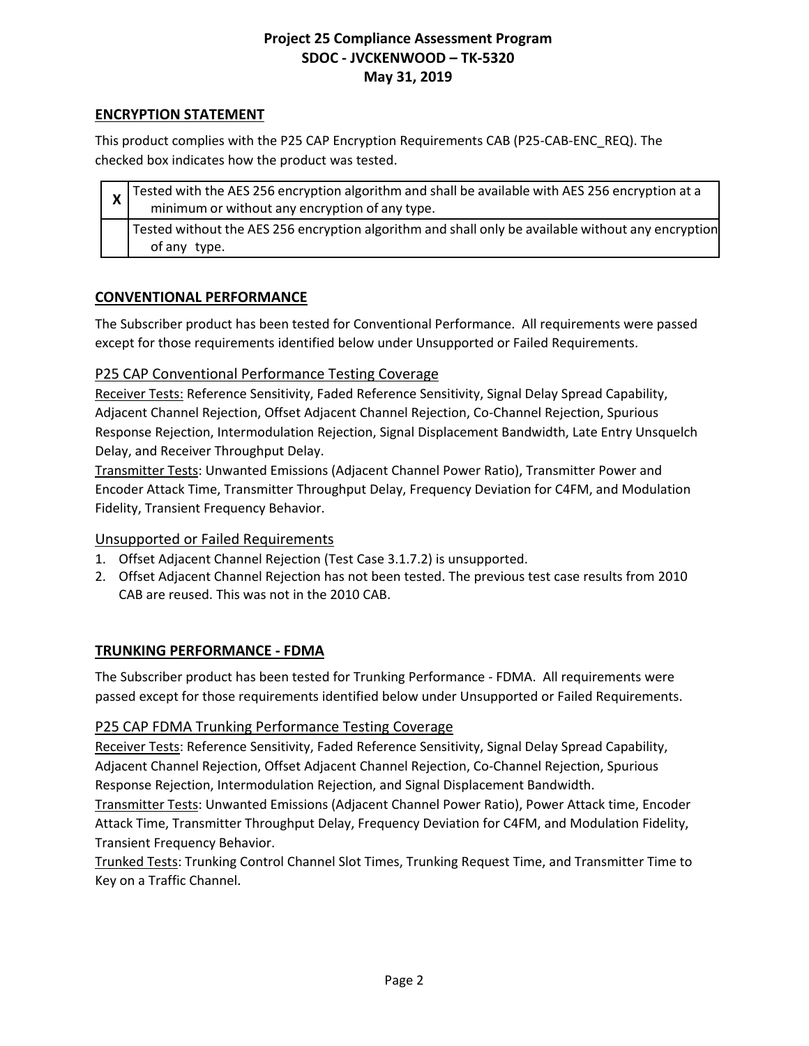## ENCRYPTION STATEMENT

This product complies with the P25 CAP Encryption Requirements CAB (P25-CAB-ENC_REQ). The checked box indicates how the product was tested.

| | |
|---|---|
| X | Tested with the AES 256 encryption algorithm and shall be available with AES 256 encryption at a minimum or without any encryption of any type. |
| | Tested without the AES 256 encryption algorithm and shall only be available without any encryption of any type. |

## CONVENTIONAL PERFORMANCE

The Subscriber product has been tested for Conventional Performance. All requirements were passed except for those requirements identified below under Unsupported or Failed Requirements.

### P25 CAP Conventional Performance Testing Coverage

Receiver Tests: Reference Sensitivity, Faded Reference Sensitivity, Signal Delay Spread Capability, Adjacent Channel Rejection, Offset Adjacent Channel Rejection, Co-Channel Rejection, Spurious Response Rejection, Intermodulation Rejection, Signal Displacement Bandwidth, Late Entry Unsquelch Delay, and Receiver Throughput Delay.

Transmitter Tests: Unwanted Emissions (Adjacent Channel Power Ratio), Transmitter Power and Encoder Attack Time, Transmitter Throughput Delay, Frequency Deviation for C4FM, and Modulation Fidelity, Transient Frequency Behavior.

### Unsupported or Failed Requirements

1. Offset Adjacent Channel Rejection (Test Case 3.1.7.2) is unsupported.
2. Offset Adjacent Channel Rejection has not been tested. The previous test case results from 2010 CAB are reused. This was not in the 2010 CAB.

## TRUNKING PERFORMANCE - FDMA

The Subscriber product has been tested for Trunking Performance - FDMA. All requirements were passed except for those requirements identified below under Unsupported or Failed Requirements.

### P25 CAP FDMA Trunking Performance Testing Coverage

Receiver Tests: Reference Sensitivity, Faded Reference Sensitivity, Signal Delay Spread Capability, Adjacent Channel Rejection, Offset Adjacent Channel Rejection, Co-Channel Rejection, Spurious Response Rejection, Intermodulation Rejection, and Signal Displacement Bandwidth.

Transmitter Tests: Unwanted Emissions (Adjacent Channel Power Ratio), Power Attack time, Encoder Attack Time, Transmitter Throughput Delay, Frequency Deviation for C4FM, and Modulation Fidelity, Transient Frequency Behavior.

Trunked Tests: Trunking Control Channel Slot Times, Trunking Request Time, and Transmitter Time to Key on a Traffic Channel.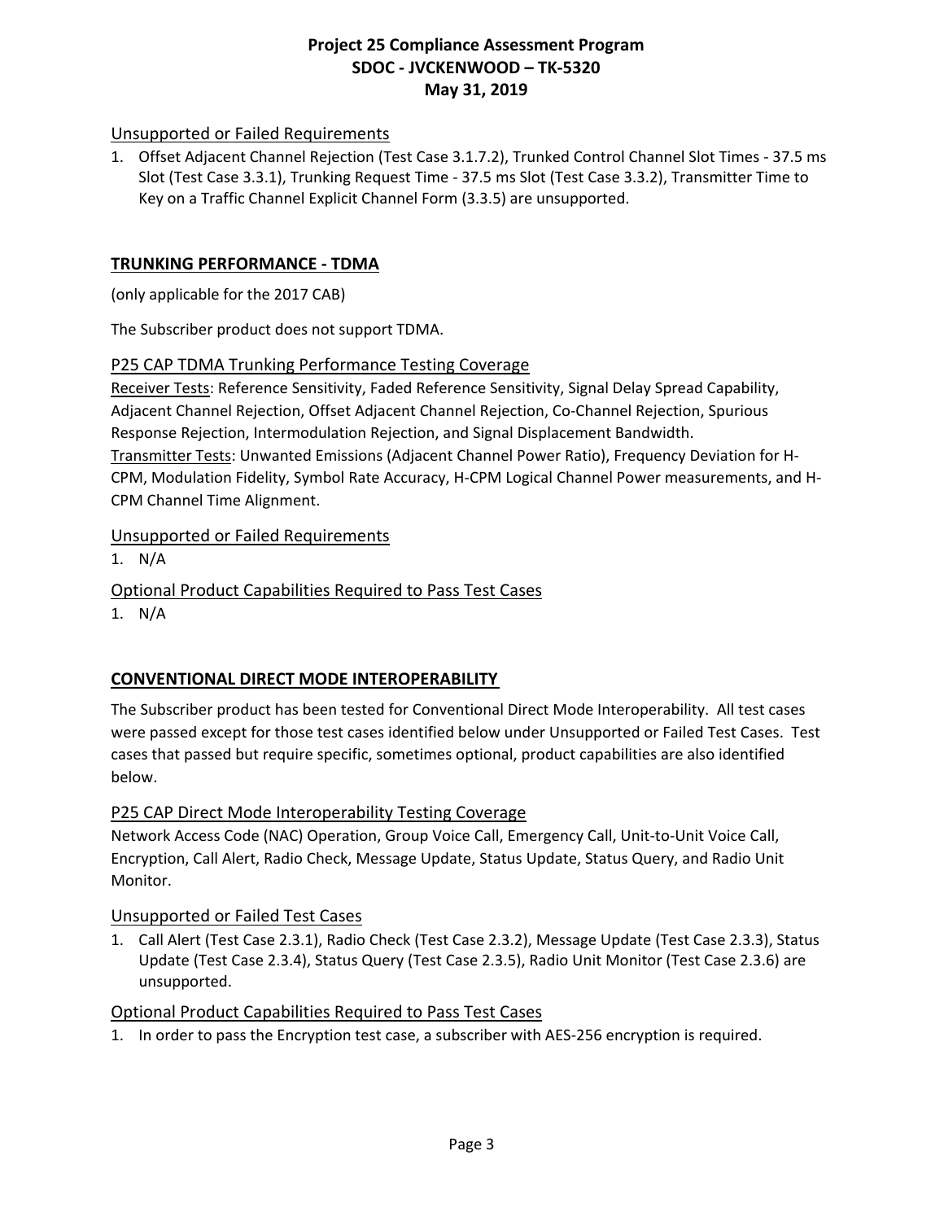### Unsupported or Failed Requirements

1. Offset Adjacent Channel Rejection (Test Case 3.1.7.2), Trunked Control Channel Slot Times - 37.5 ms Slot (Test Case 3.3.1), Trunking Request Time - 37.5 ms Slot (Test Case 3.3.2), Transmitter Time to Key on a Traffic Channel Explicit Channel Form (3.3.5) are unsupported.

## TRUNKING PERFORMANCE - TDMA

(only applicable for the 2017 CAB)

The Subscriber product does not support TDMA.

### P25 CAP TDMA Trunking Performance Testing Coverage

Receiver Tests: Reference Sensitivity, Faded Reference Sensitivity, Signal Delay Spread Capability, Adjacent Channel Rejection, Offset Adjacent Channel Rejection, Co-Channel Rejection, Spurious Response Rejection, Intermodulation Rejection, and Signal Displacement Bandwidth.
Transmitter Tests: Unwanted Emissions (Adjacent Channel Power Ratio), Frequency Deviation for H-CPM, Modulation Fidelity, Symbol Rate Accuracy, H-CPM Logical Channel Power measurements, and H-CPM Channel Time Alignment.

### Unsupported or Failed Requirements

1. N/A

### Optional Product Capabilities Required to Pass Test Cases

1. N/A

## CONVENTIONAL DIRECT MODE INTEROPERABILITY

The Subscriber product has been tested for Conventional Direct Mode Interoperability. All test cases were passed except for those test cases identified below under Unsupported or Failed Test Cases. Test cases that passed but require specific, sometimes optional, product capabilities are also identified below.

### P25 CAP Direct Mode Interoperability Testing Coverage

Network Access Code (NAC) Operation, Group Voice Call, Emergency Call, Unit-to-Unit Voice Call, Encryption, Call Alert, Radio Check, Message Update, Status Update, Status Query, and Radio Unit Monitor.

### Unsupported or Failed Test Cases

1. Call Alert (Test Case 2.3.1), Radio Check (Test Case 2.3.2), Message Update (Test Case 2.3.3), Status Update (Test Case 2.3.4), Status Query (Test Case 2.3.5), Radio Unit Monitor (Test Case 2.3.6) are unsupported.

### Optional Product Capabilities Required to Pass Test Cases

1. In order to pass the Encryption test case, a subscriber with AES-256 encryption is required.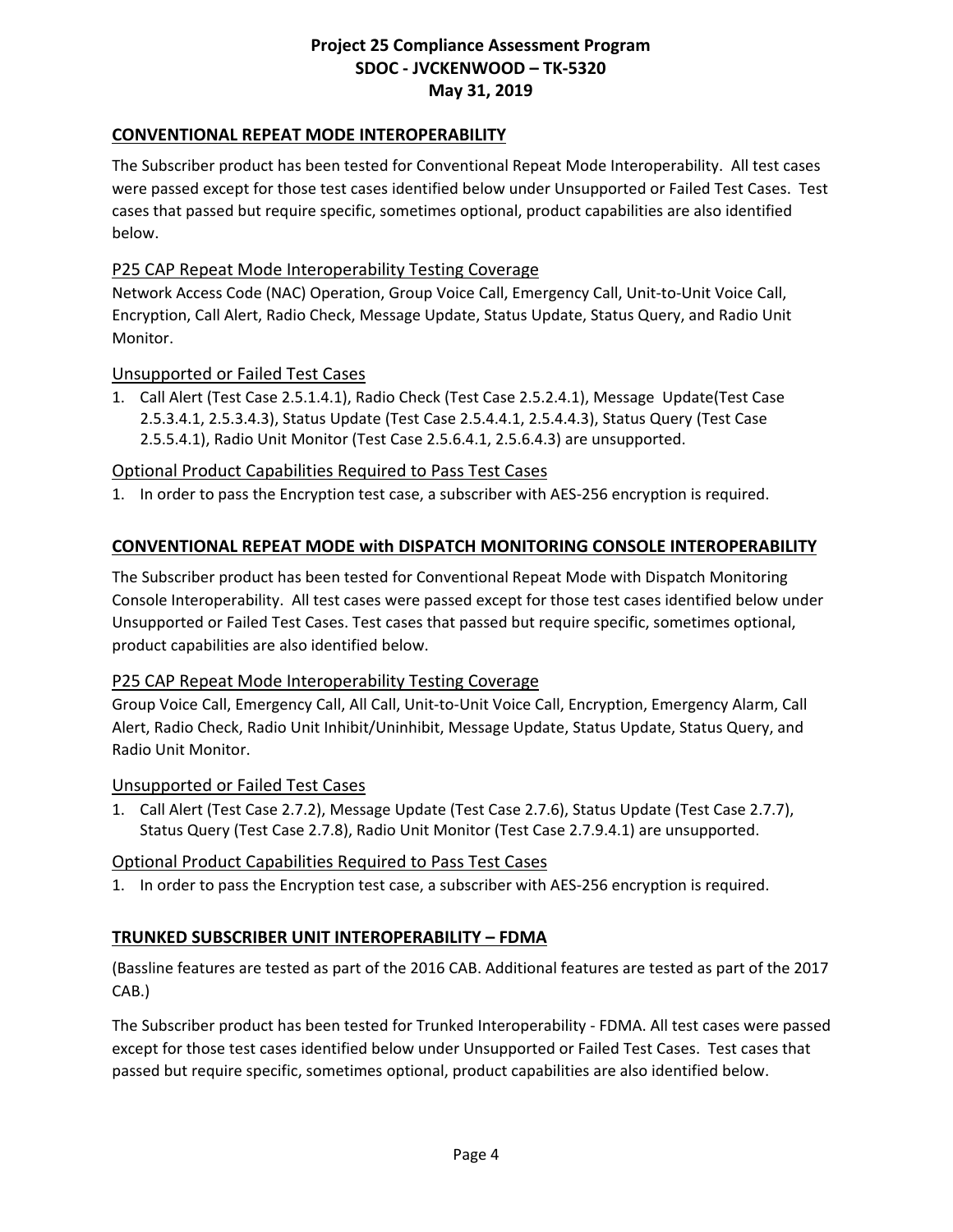## CONVENTIONAL REPEAT MODE INTEROPERABILITY

The Subscriber product has been tested for Conventional Repeat Mode Interoperability. All test cases were passed except for those test cases identified below under Unsupported or Failed Test Cases. Test cases that passed but require specific, sometimes optional, product capabilities are also identified below.

### P25 CAP Repeat Mode Interoperability Testing Coverage

Network Access Code (NAC) Operation, Group Voice Call, Emergency Call, Unit-to-Unit Voice Call, Encryption, Call Alert, Radio Check, Message Update, Status Update, Status Query, and Radio Unit Monitor.

### Unsupported or Failed Test Cases

1. Call Alert (Test Case 2.5.1.4.1), Radio Check (Test Case 2.5.2.4.1), Message Update(Test Case 2.5.3.4.1, 2.5.3.4.3), Status Update (Test Case 2.5.4.4.1, 2.5.4.4.3), Status Query (Test Case 2.5.5.4.1), Radio Unit Monitor (Test Case 2.5.6.4.1, 2.5.6.4.3) are unsupported.

### Optional Product Capabilities Required to Pass Test Cases

1. In order to pass the Encryption test case, a subscriber with AES-256 encryption is required.

## CONVENTIONAL REPEAT MODE with DISPATCH MONITORING CONSOLE INTEROPERABILITY

The Subscriber product has been tested for Conventional Repeat Mode with Dispatch Monitoring Console Interoperability. All test cases were passed except for those test cases identified below under Unsupported or Failed Test Cases. Test cases that passed but require specific, sometimes optional, product capabilities are also identified below.

### P25 CAP Repeat Mode Interoperability Testing Coverage

Group Voice Call, Emergency Call, All Call, Unit-to-Unit Voice Call, Encryption, Emergency Alarm, Call Alert, Radio Check, Radio Unit Inhibit/Uninhibit, Message Update, Status Update, Status Query, and Radio Unit Monitor.

### Unsupported or Failed Test Cases

1. Call Alert (Test Case 2.7.2), Message Update (Test Case 2.7.6), Status Update (Test Case 2.7.7), Status Query (Test Case 2.7.8), Radio Unit Monitor (Test Case 2.7.9.4.1) are unsupported.

### Optional Product Capabilities Required to Pass Test Cases

1. In order to pass the Encryption test case, a subscriber with AES-256 encryption is required.

## TRUNKED SUBSCRIBER UNIT INTEROPERABILITY – FDMA

(Bassline features are tested as part of the 2016 CAB. Additional features are tested as part of the 2017 CAB.)

The Subscriber product has been tested for Trunked Interoperability - FDMA. All test cases were passed except for those test cases identified below under Unsupported or Failed Test Cases. Test cases that passed but require specific, sometimes optional, product capabilities are also identified below.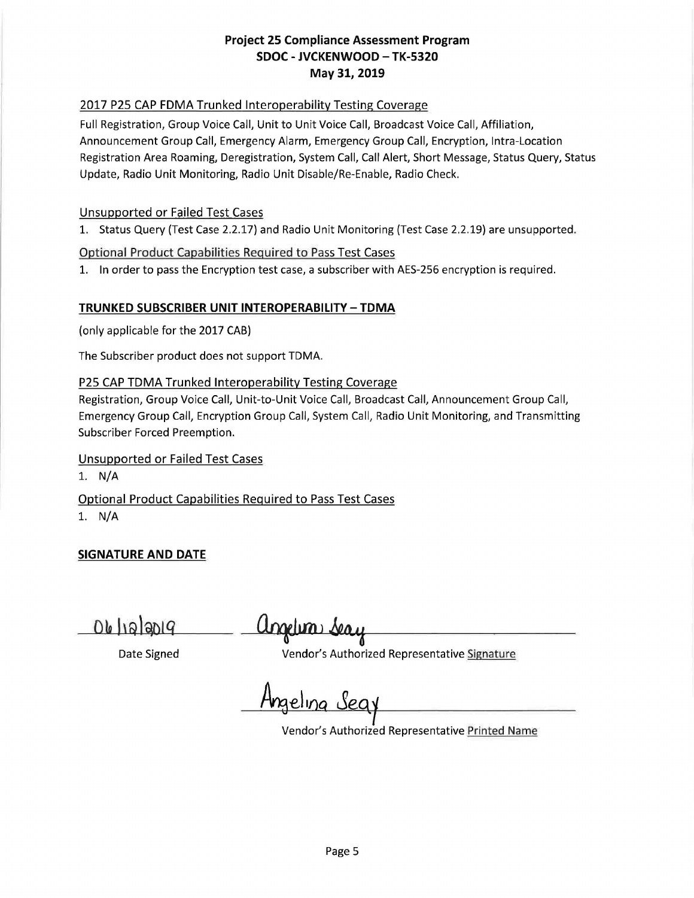**Project 25 Compliance Assessment Program**
**SDOC - JVCKENWOOD – TK-5320**
**May 31, 2019**

2017 P25 CAP FDMA Trunked Interoperability Testing Coverage

Full Registration, Group Voice Call, Unit to Unit Voice Call, Broadcast Voice Call, Affiliation, Announcement Group Call, Emergency Alarm, Emergency Group Call, Encryption, Intra-Location Registration Area Roaming, Deregistration, System Call, Call Alert, Short Message, Status Query, Status Update, Radio Unit Monitoring, Radio Unit Disable/Re-Enable, Radio Check.

Unsupported or Failed Test Cases

1. Status Query (Test Case 2.2.17) and Radio Unit Monitoring (Test Case 2.2.19) are unsupported.

Optional Product Capabilities Required to Pass Test Cases

1. In order to pass the Encryption test case, a subscriber with AES-256 encryption is required.

**TRUNKED SUBSCRIBER UNIT INTEROPERABILITY – TDMA**

(only applicable for the 2017 CAB)

The Subscriber product does not support TDMA.

P25 CAP TDMA Trunked Interoperability Testing Coverage

Registration, Group Voice Call, Unit-to-Unit Voice Call, Broadcast Call, Announcement Group Call, Emergency Group Call, Encryption Group Call, System Call, Radio Unit Monitoring, and Transmitting Subscriber Forced Preemption.

Unsupported or Failed Test Cases

1. N/A

Optional Product Capabilities Required to Pass Test Cases

1. N/A

**SIGNATURE AND DATE**

06/12/2019 — Date Signed

Angelina Seay — Vendor's Authorized Representative Signature

Angelina Seay — Vendor's Authorized Representative Printed Name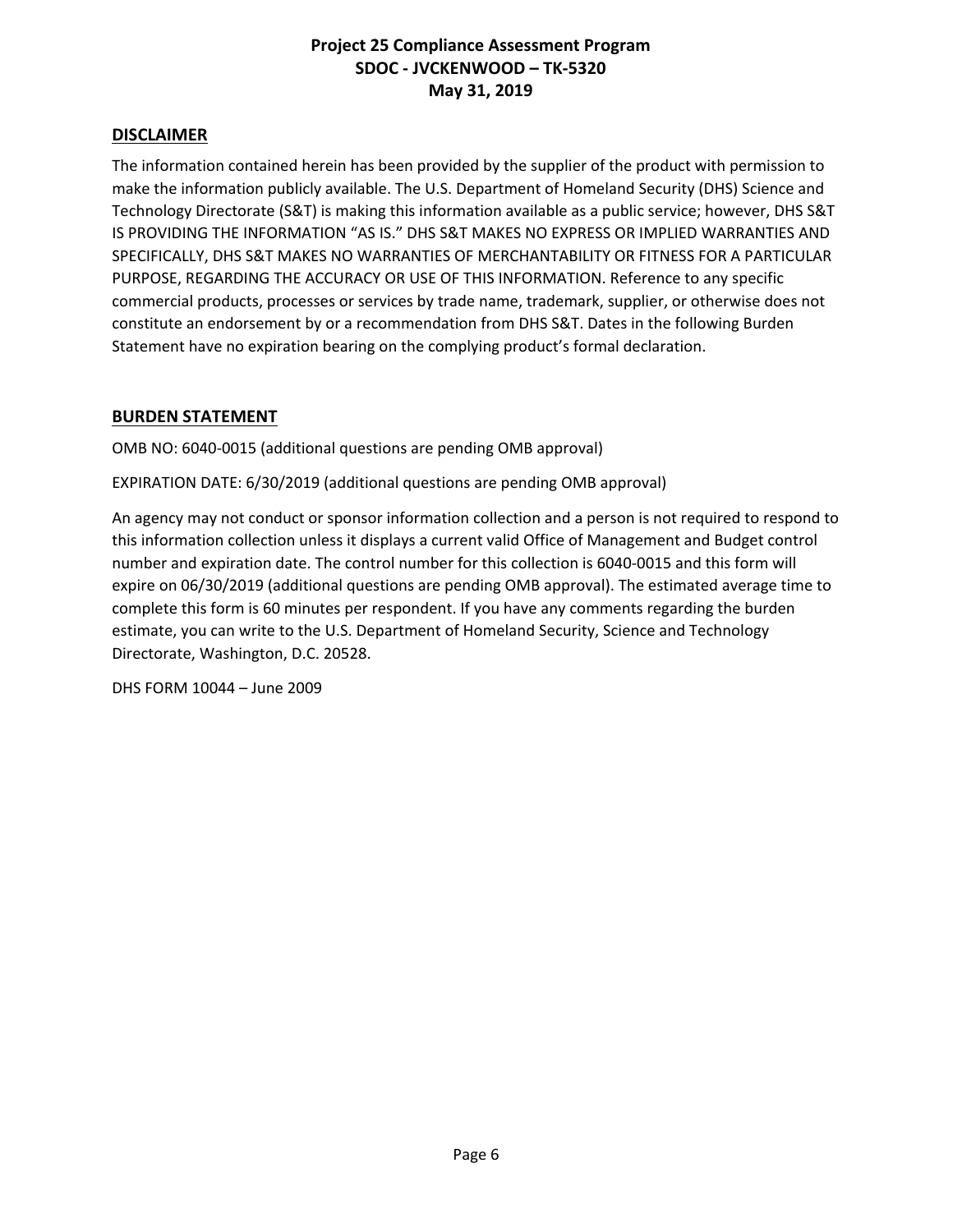## DISCLAIMER

The information contained herein has been provided by the supplier of the product with permission to make the information publicly available. The U.S. Department of Homeland Security (DHS) Science and Technology Directorate (S&T) is making this information available as a public service; however, DHS S&T IS PROVIDING THE INFORMATION "AS IS." DHS S&T MAKES NO EXPRESS OR IMPLIED WARRANTIES AND SPECIFICALLY, DHS S&T MAKES NO WARRANTIES OF MERCHANTABILITY OR FITNESS FOR A PARTICULAR PURPOSE, REGARDING THE ACCURACY OR USE OF THIS INFORMATION. Reference to any specific commercial products, processes or services by trade name, trademark, supplier, or otherwise does not constitute an endorsement by or a recommendation from DHS S&T. Dates in the following Burden Statement have no expiration bearing on the complying product's formal declaration.

## BURDEN STATEMENT

OMB NO: 6040-0015 (additional questions are pending OMB approval)

EXPIRATION DATE: 6/30/2019 (additional questions are pending OMB approval)

An agency may not conduct or sponsor information collection and a person is not required to respond to this information collection unless it displays a current valid Office of Management and Budget control number and expiration date. The control number for this collection is 6040-0015 and this form will expire on 06/30/2019 (additional questions are pending OMB approval). The estimated average time to complete this form is 60 minutes per respondent. If you have any comments regarding the burden estimate, you can write to the U.S. Department of Homeland Security, Science and Technology Directorate, Washington, D.C. 20528.

DHS FORM 10044 – June 2009